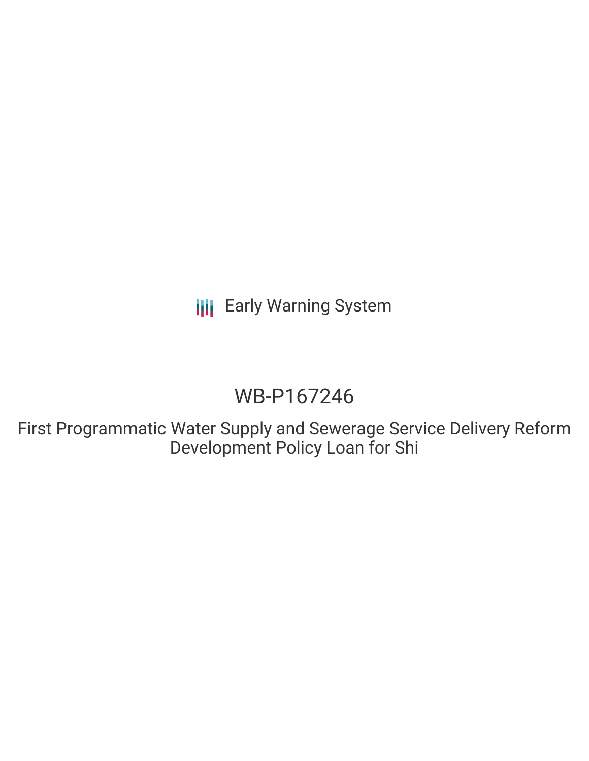Early Warning System

# WB-P167246

## First Programmatic Water Supply and Sewerage Service Delivery Reform Development Policy Loan for Shi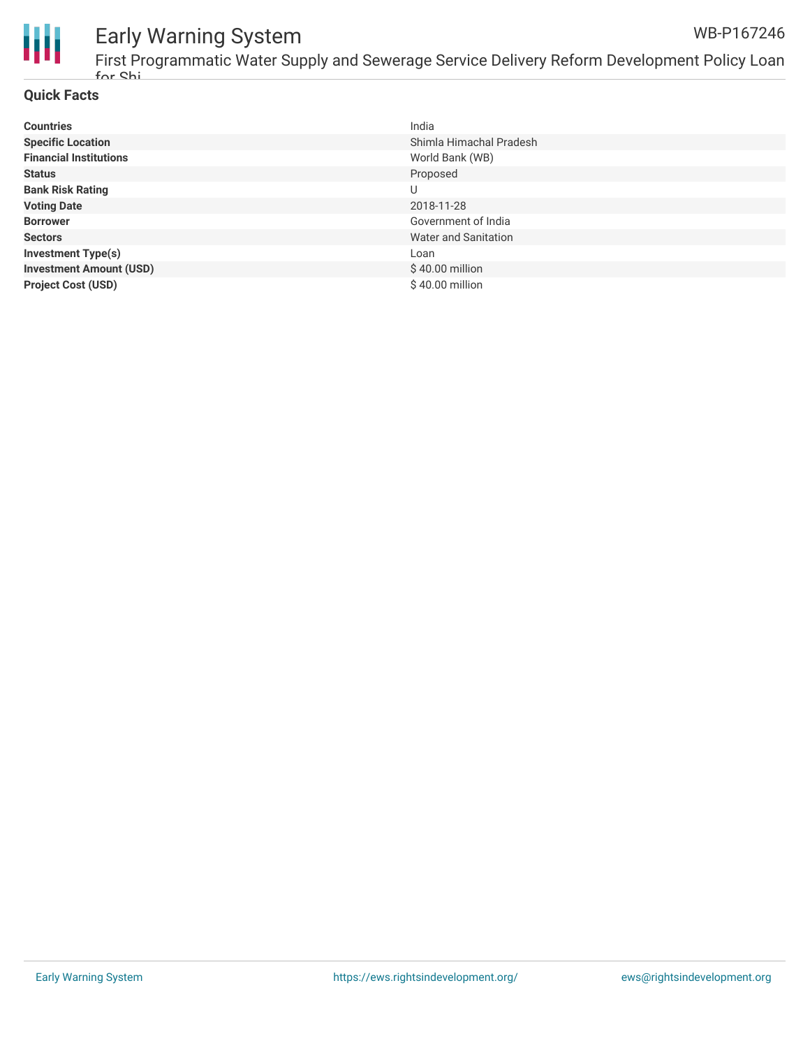## Quick Facts

| | |
|---|---|
| **Countries** | India |
| **Specific Location** | Shimla Himachal Pradesh |
| **Financial Institutions** | World Bank (WB) |
| **Status** | Proposed |
| **Bank Risk Rating** | U |
| **Voting Date** | 2018-11-28 |
| **Borrower** | Government of India |
| **Sectors** | Water and Sanitation |
| **Investment Type(s)** | Loan |
| **Investment Amount (USD)** | $ 40.00 million |
| **Project Cost (USD)** | $ 40.00 million |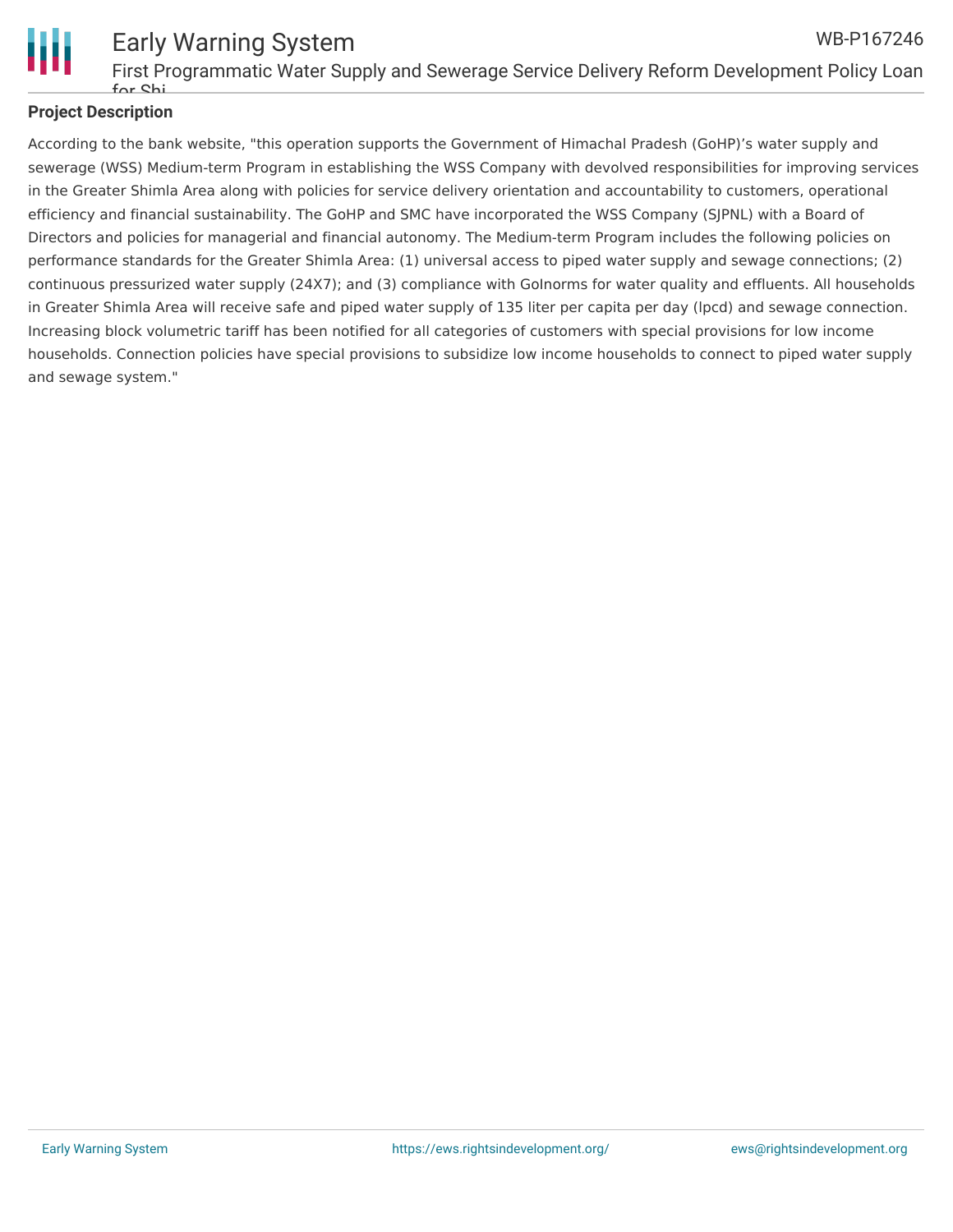## Project Description

According to the bank website, "this operation supports the Government of Himachal Pradesh (GoHP)'s water supply and sewerage (WSS) Medium-term Program in establishing the WSS Company with devolved responsibilities for improving services in the Greater Shimla Area along with policies for service delivery orientation and accountability to customers, operational efficiency and financial sustainability. The GoHP and SMC have incorporated the WSS Company (SJPNL) with a Board of Directors and policies for managerial and financial autonomy. The Medium-term Program includes the following policies on performance standards for the Greater Shimla Area: (1) universal access to piped water supply and sewage connections; (2) continuous pressurized water supply (24X7); and (3) compliance with GoInorms for water quality and effluents. All households in Greater Shimla Area will receive safe and piped water supply of 135 liter per capita per day (lpcd) and sewage connection. Increasing block volumetric tariff has been notified for all categories of customers with special provisions for low income households. Connection policies have special provisions to subsidize low income households to connect to piped water supply and sewage system."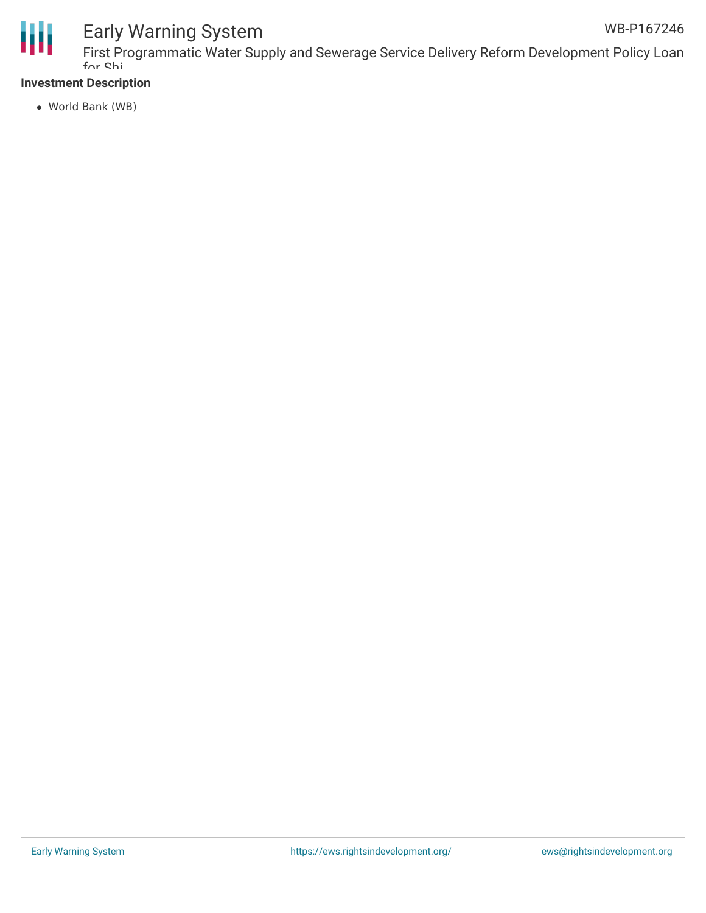**Investment Description**

- World Bank (WB)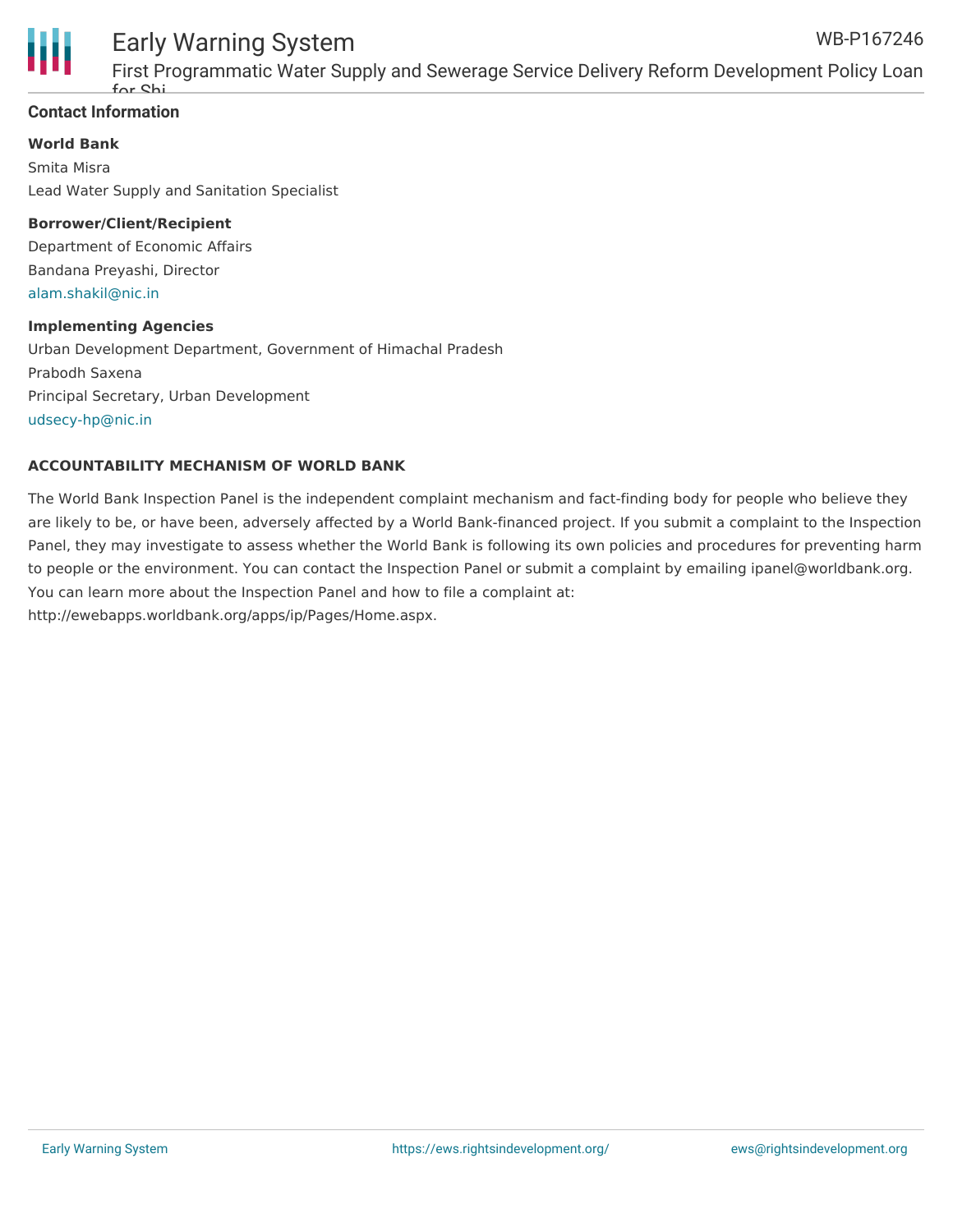## Contact Information

**World Bank**

Smita Misra

Lead Water Supply and Sanitation Specialist

**Borrower/Client/Recipient**

Department of Economic Affairs

Bandana Preyashi, Director

alam.shakil@nic.in

**Implementing Agencies**

Urban Development Department, Government of Himachal Pradesh

Prabodh Saxena

Principal Secretary, Urban Development

udsecy-hp@nic.in

**ACCOUNTABILITY MECHANISM OF WORLD BANK**

The World Bank Inspection Panel is the independent complaint mechanism and fact-finding body for people who believe they are likely to be, or have been, adversely affected by a World Bank-financed project. If you submit a complaint to the Inspection Panel, they may investigate to assess whether the World Bank is following its own policies and procedures for preventing harm to people or the environment. You can contact the Inspection Panel or submit a complaint by emailing ipanel@worldbank.org. You can learn more about the Inspection Panel and how to file a complaint at: http://ewebapps.worldbank.org/apps/ip/Pages/Home.aspx.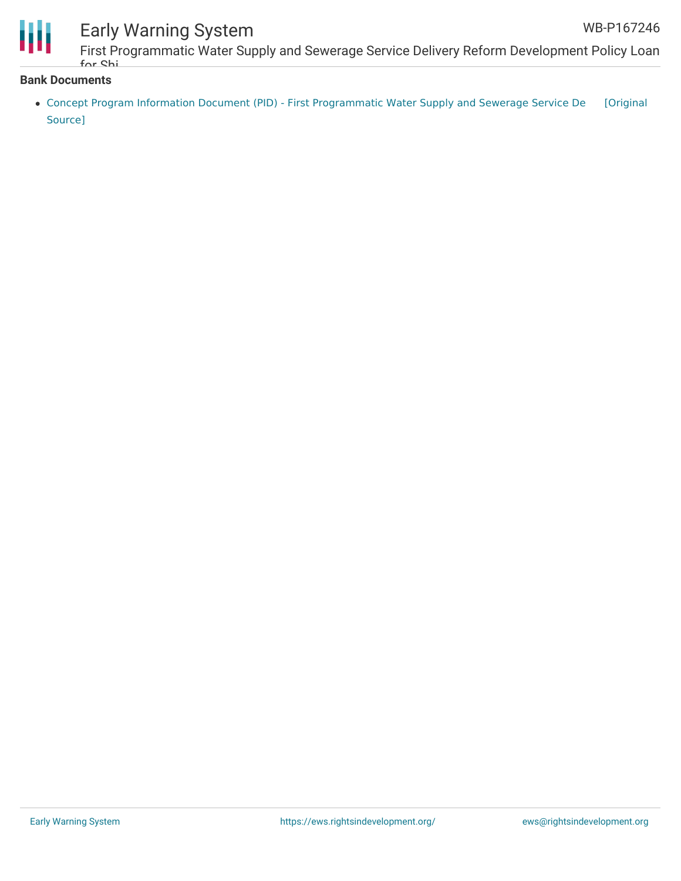**Bank Documents**

- Concept Program Information Document (PID) - First Programmatic Water Supply and Sewerage Service De [Original Source]